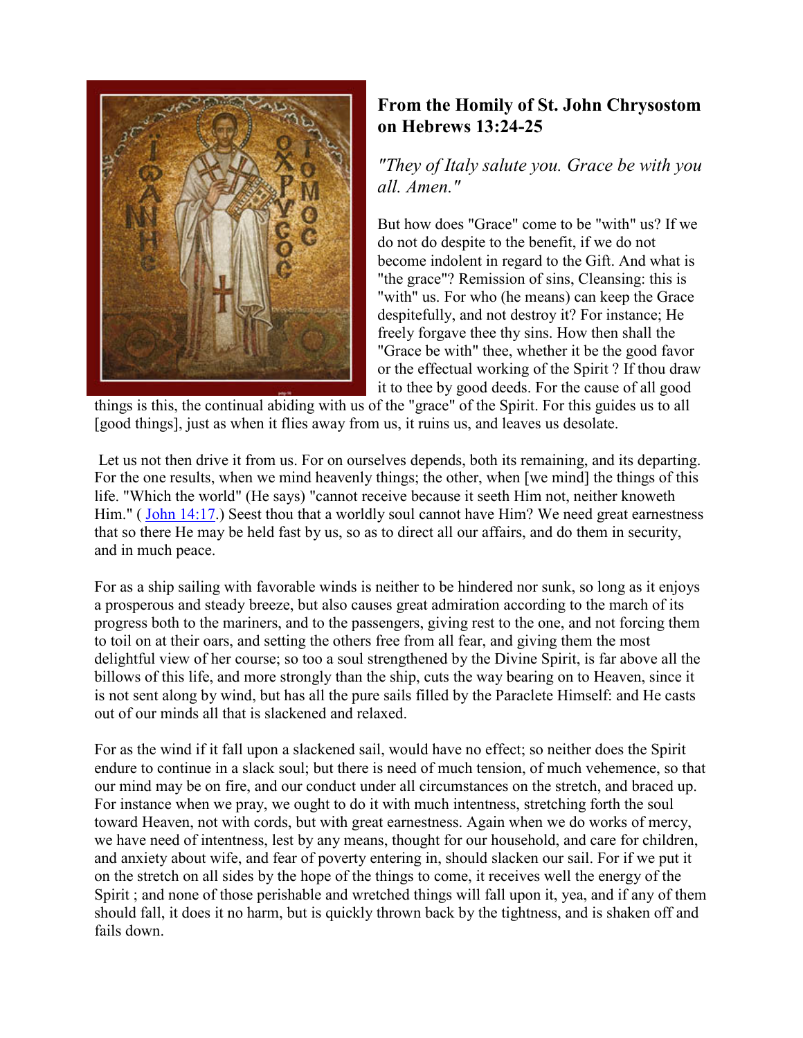## From the Homily of St. John Chrysostom on Hebrews 13:24-25

*"They of Italy salute you. Grace be with you all. Amen."*

But how does "Grace" come to be "with" us? If we do not do despite to the benefit, if we do not become indolent in regard to the Gift. And what is "the grace"? Remission of sins, Cleansing: this is "with" us. For who (he means) can keep the Grace despitefully, and not destroy it? For instance; He freely forgave thee thy sins. How then shall the "Grace be with" thee, whether it be the good favor or the effectual working of the Spirit ? If thou draw it to thee by good deeds. For the cause of all good things is this, the continual abiding with us of the "grace" of the Spirit. For this guides us to all [good things], just as when it flies away from us, it ruins us, and leaves us desolate.

Let us not then drive it from us. For on ourselves depends, both its remaining, and its departing. For the one results, when we mind heavenly things; the other, when [we mind] the things of this life. "Which the world" (He says) "cannot receive because it seeth Him not, neither knoweth Him." ( John 14:17.) Seest thou that a worldly soul cannot have Him? We need great earnestness that so there He may be held fast by us, so as to direct all our affairs, and do them in security, and in much peace.

For as a ship sailing with favorable winds is neither to be hindered nor sunk, so long as it enjoys a prosperous and steady breeze, but also causes great admiration according to the march of its progress both to the mariners, and to the passengers, giving rest to the one, and not forcing them to toil on at their oars, and setting the others free from all fear, and giving them the most delightful view of her course; so too a soul strengthened by the Divine Spirit, is far above all the billows of this life, and more strongly than the ship, cuts the way bearing on to Heaven, since it is not sent along by wind, but has all the pure sails filled by the Paraclete Himself: and He casts out of our minds all that is slackened and relaxed.

For as the wind if it fall upon a slackened sail, would have no effect; so neither does the Spirit endure to continue in a slack soul; but there is need of much tension, of much vehemence, so that our mind may be on fire, and our conduct under all circumstances on the stretch, and braced up. For instance when we pray, we ought to do it with much intentness, stretching forth the soul toward Heaven, not with cords, but with great earnestness. Again when we do works of mercy, we have need of intentness, lest by any means, thought for our household, and care for children, and anxiety about wife, and fear of poverty entering in, should slacken our sail. For if we put it on the stretch on all sides by the hope of the things to come, it receives well the energy of the Spirit ; and none of those perishable and wretched things will fall upon it, yea, and if any of them should fall, it does it no harm, but is quickly thrown back by the tightness, and is shaken off and fails down.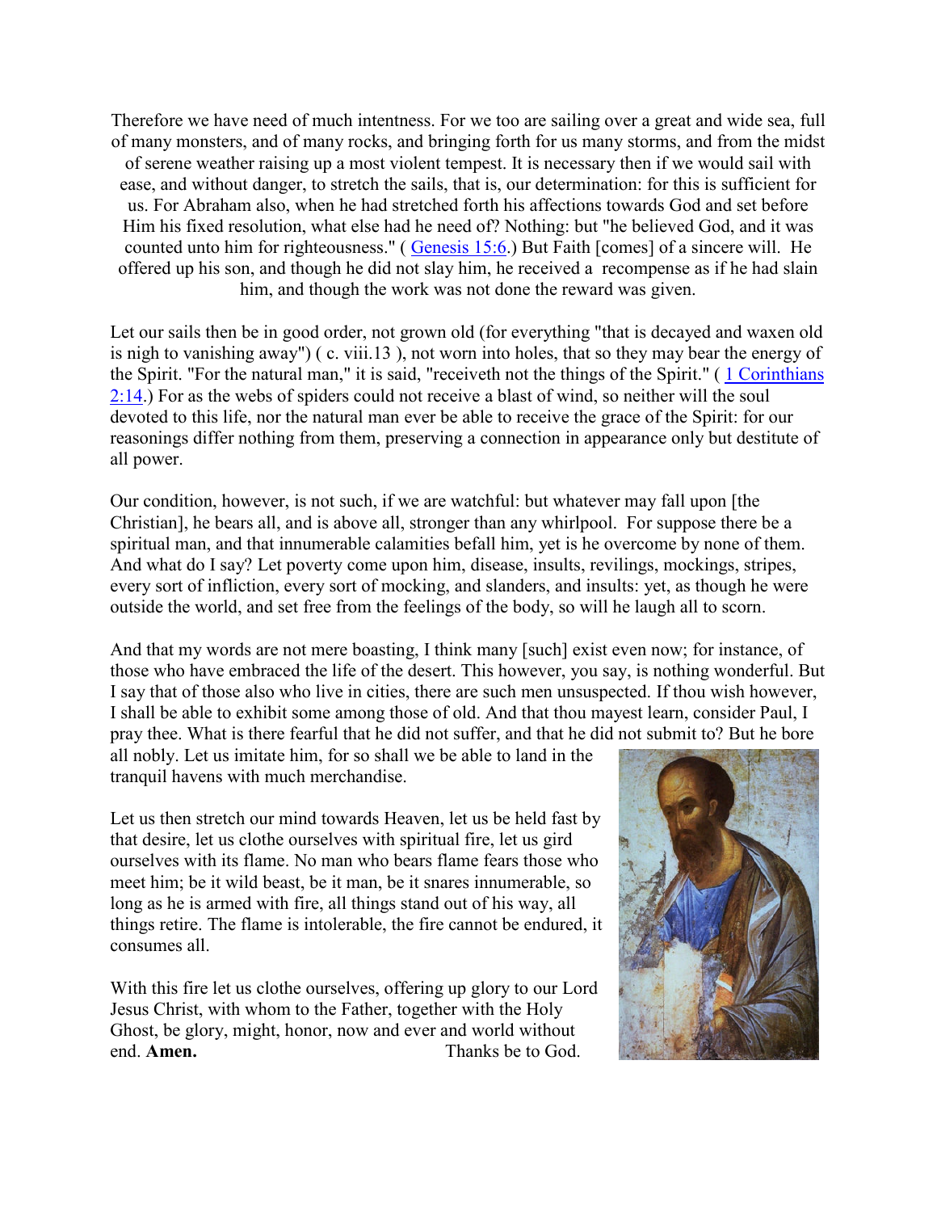Therefore we have need of much intentness. For we too are sailing over a great and wide sea, full of many monsters, and of many rocks, and bringing forth for us many storms, and from the midst of serene weather raising up a most violent tempest. It is necessary then if we would sail with ease, and without danger, to stretch the sails, that is, our determination: for this is sufficient for us. For Abraham also, when he had stretched forth his affections towards God and set before Him his fixed resolution, what else had he need of? Nothing: but "he believed God, and it was counted unto him for righteousness." ( Genesis 15:6.) But Faith [comes] of a sincere will. He offered up his son, and though he did not slay him, he received a recompense as if he had slain him, and though the work was not done the reward was given.

Let our sails then be in good order, not grown old (for everything "that is decayed and waxen old is nigh to vanishing away") ( c. viii.13 ), not worn into holes, that so they may bear the energy of the Spirit. "For the natural man," it is said, "receiveth not the things of the Spirit." ( 1 Corinthians 2:14.) For as the webs of spiders could not receive a blast of wind, so neither will the soul devoted to this life, nor the natural man ever be able to receive the grace of the Spirit: for our reasonings differ nothing from them, preserving a connection in appearance only but destitute of all power.

Our condition, however, is not such, if we are watchful: but whatever may fall upon [the Christian], he bears all, and is above all, stronger than any whirlpool. For suppose there be a spiritual man, and that innumerable calamities befall him, yet is he overcome by none of them. And what do I say? Let poverty come upon him, disease, insults, revilings, mockings, stripes, every sort of infliction, every sort of mocking, and slanders, and insults: yet, as though he were outside the world, and set free from the feelings of the body, so will he laugh all to scorn.

And that my words are not mere boasting, I think many [such] exist even now; for instance, of those who have embraced the life of the desert. This however, you say, is nothing wonderful. But I say that of those also who live in cities, there are such men unsuspected. If thou wish however, I shall be able to exhibit some among those of old. And that thou mayest learn, consider Paul, I pray thee. What is there fearful that he did not suffer, and that he did not submit to? But he bore all nobly. Let us imitate him, for so shall we be able to land in the tranquil havens with much merchandise.

Let us then stretch our mind towards Heaven, let us be held fast by that desire, let us clothe ourselves with spiritual fire, let us gird ourselves with its flame. No man who bears flame fears those who meet him; be it wild beast, be it man, be it snares innumerable, so long as he is armed with fire, all things stand out of his way, all things retire. The flame is intolerable, the fire cannot be endured, it consumes all.

With this fire let us clothe ourselves, offering up glory to our Lord Jesus Christ, with whom to the Father, together with the Holy Ghost, be glory, might, honor, now and ever and world without end. **Amen.** Thanks be to God.